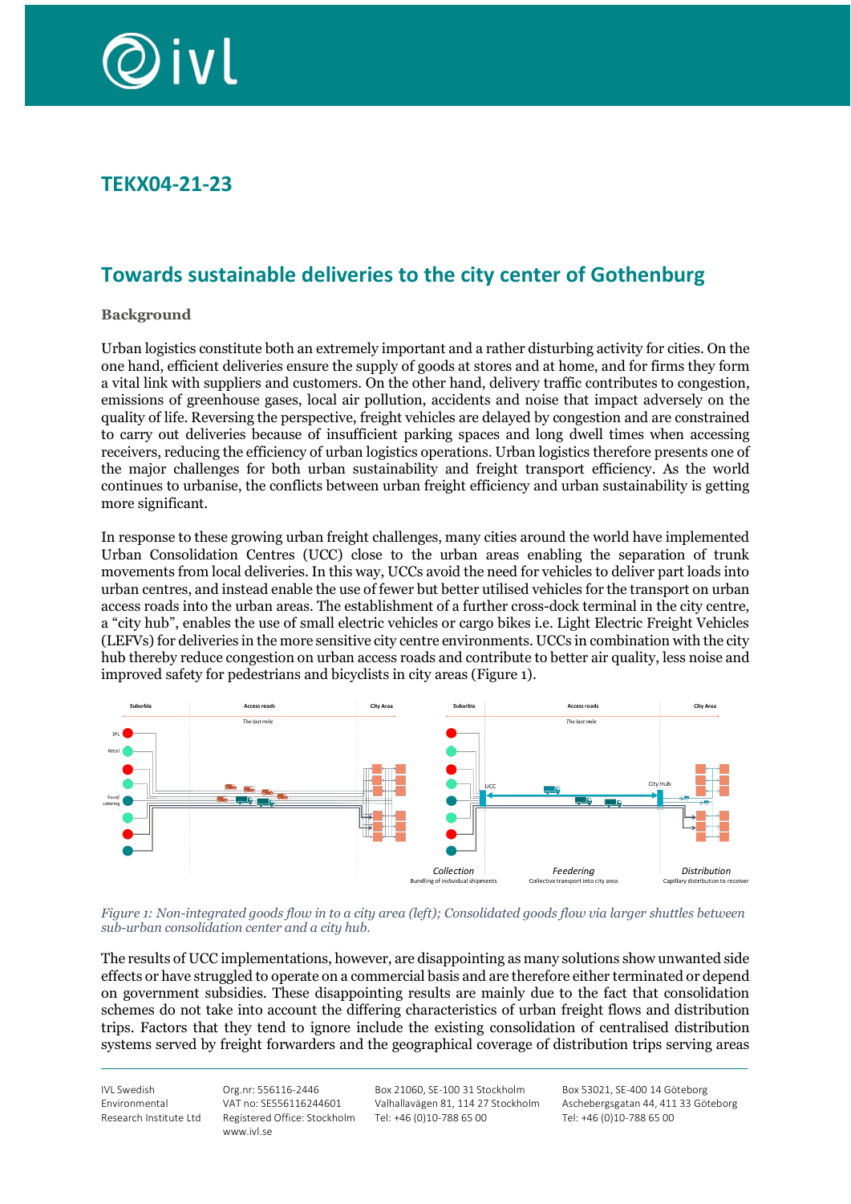# TEKX04-21-23

## Towards sustainable deliveries to the city center of Gothenburg

### Background

Urban logistics constitute both an extremely important and a rather disturbing activity for cities. On the one hand, efficient deliveries ensure the supply of goods at stores and at home, and for firms they form a vital link with suppliers and customers. On the other hand, delivery traffic contributes to congestion, emissions of greenhouse gases, local air pollution, accidents and noise that impact adversely on the quality of life. Reversing the perspective, freight vehicles are delayed by congestion and are constrained to carry out deliveries because of insufficient parking spaces and long dwell times when accessing receivers, reducing the efficiency of urban logistics operations. Urban logistics therefore presents one of the major challenges for both urban sustainability and freight transport efficiency. As the world continues to urbanise, the conflicts between urban freight efficiency and urban sustainability is getting more significant.

In response to these growing urban freight challenges, many cities around the world have implemented Urban Consolidation Centres (UCC) close to the urban areas enabling the separation of trunk movements from local deliveries. In this way, UCCs avoid the need for vehicles to deliver part loads into urban centres, and instead enable the use of fewer but better utilised vehicles for the transport on urban access roads into the urban areas. The establishment of a further cross-dock terminal in the city centre, a "city hub", enables the use of small electric vehicles or cargo bikes i.e. Light Electric Freight Vehicles (LEFVs) for deliveries in the more sensitive city centre environments. UCCs in combination with the city hub thereby reduce congestion on urban access roads and contribute to better air quality, less noise and improved safety for pedestrians and bicyclists in city areas (Figure 1).

*Figure 1: Non-integrated goods flow in to a city area (left); Consolidated goods flow via larger shuttles between sub-urban consolidation center and a city hub.*

The results of UCC implementations, however, are disappointing as many solutions show unwanted side effects or have struggled to operate on a commercial basis and are therefore either terminated or depend on government subsidies. These disappointing results are mainly due to the fact that consolidation schemes do not take into account the differing characteristics of urban freight flows and distribution trips. Factors that they tend to ignore include the existing consolidation of centralised distribution systems served by freight forwarders and the geographical coverage of distribution trips serving areas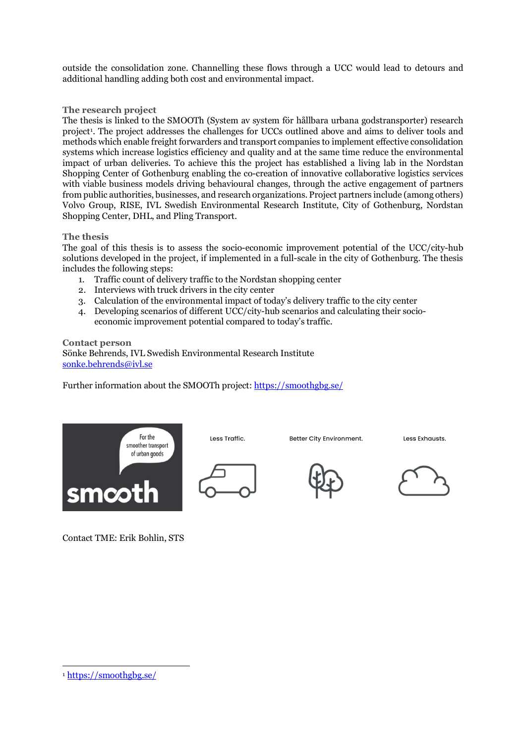outside the consolidation zone. Channelling these flows through a UCC would lead to detours and additional handling adding both cost and environmental impact.

## The research project

The thesis is linked to the SMOOTh (System av system för hållbara urbana godstransporter) research project[1]. The project addresses the challenges for UCCs outlined above and aims to deliver tools and methods which enable freight forwarders and transport companies to implement effective consolidation systems which increase logistics efficiency and quality and at the same time reduce the environmental impact of urban deliveries. To achieve this the project has established a living lab in the Nordstan Shopping Center of Gothenburg enabling the co-creation of innovative collaborative logistics services with viable business models driving behavioural changes, through the active engagement of partners from public authorities, businesses, and research organizations. Project partners include (among others) Volvo Group, RISE, IVL Swedish Environmental Research Institute, City of Gothenburg, Nordstan Shopping Center, DHL, and Pling Transport.

## The thesis

The goal of this thesis is to assess the socio-economic improvement potential of the UCC/city-hub solutions developed in the project, if implemented in a full-scale in the city of Gothenburg. The thesis includes the following steps:

1. Traffic count of delivery traffic to the Nordstan shopping center
2. Interviews with truck drivers in the city center
3. Calculation of the environmental impact of today's delivery traffic to the city center
4. Developing scenarios of different UCC/city-hub scenarios and calculating their socio-economic improvement potential compared to today's traffic.

## Contact person

Sönke Behrends, IVL Swedish Environmental Research Institute
sonke.behrends@ivl.se

Further information about the SMOOTh project: https://smoothgbg.se/

For the smoother transport of urban goods

smooth

Less Traffic.

Better City Environment.

Less Exhausts.

Contact TME: Erik Bohlin, STS

[1] https://smoothgbg.se/